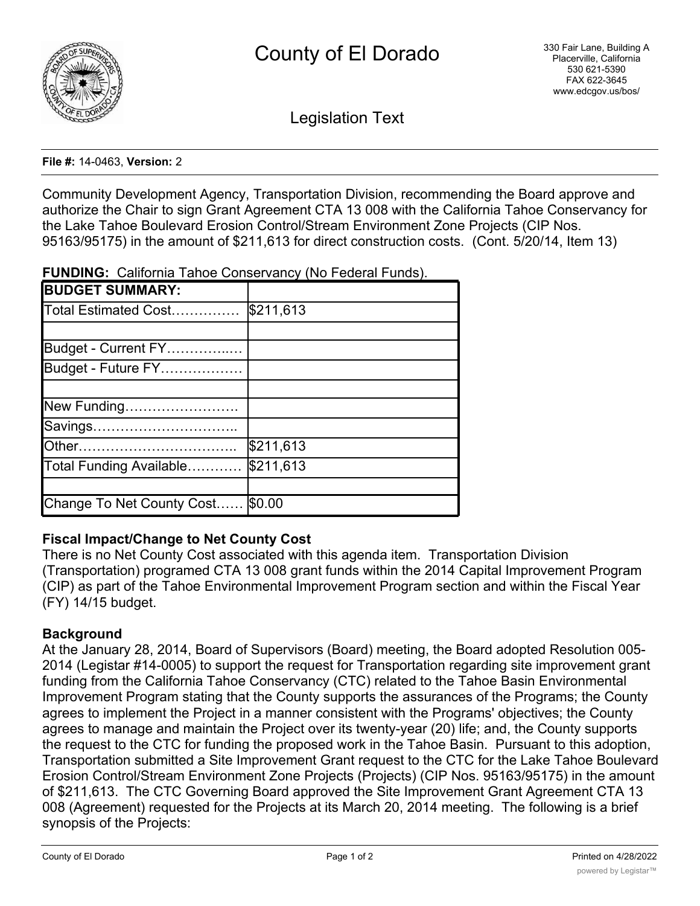# County of El Dorado

330 Fair Lane, Building A
Placerville, California
530 621-5390
FAX 622-3645
www.edcgov.us/bos/

## Legislation Text

**File #:** 14-0463, **Version:** 2

Community Development Agency, Transportation Division, recommending the Board approve and authorize the Chair to sign Grant Agreement CTA 13 008 with the California Tahoe Conservancy for the Lake Tahoe Boulevard Erosion Control/Stream Environment Zone Projects (CIP Nos. 95163/95175) in the amount of $211,613 for direct construction costs. (Cont. 5/20/14, Item 13)

**FUNDING:** California Tahoe Conservancy (No Federal Funds).

| **BUDGET SUMMARY:** | |
|---|---|
| Total Estimated Cost…………… | $211,613 |
| | |
| Budget - Current FY…………..… | |
| Budget - Future FY……………… | |
| | |
| New Funding……………………. | |
| Savings………………………….. | |
| Other…………………………….. | $211,613 |
| Total Funding Available………… | $211,613 |
| | |
| Change To Net County Cost…… | $0.00 |

**Fiscal Impact/Change to Net County Cost**

There is no Net County Cost associated with this agenda item. Transportation Division (Transportation) programed CTA 13 008 grant funds within the 2014 Capital Improvement Program (CIP) as part of the Tahoe Environmental Improvement Program section and within the Fiscal Year (FY) 14/15 budget.

**Background**

At the January 28, 2014, Board of Supervisors (Board) meeting, the Board adopted Resolution 005-2014 (Legistar #14-0005) to support the request for Transportation regarding site improvement grant funding from the California Tahoe Conservancy (CTC) related to the Tahoe Basin Environmental Improvement Program stating that the County supports the assurances of the Programs; the County agrees to implement the Project in a manner consistent with the Programs' objectives; the County agrees to manage and maintain the Project over its twenty-year (20) life; and, the County supports the request to the CTC for funding the proposed work in the Tahoe Basin. Pursuant to this adoption, Transportation submitted a Site Improvement Grant request to the CTC for the Lake Tahoe Boulevard Erosion Control/Stream Environment Zone Projects (Projects) (CIP Nos. 95163/95175) in the amount of $211,613. The CTC Governing Board approved the Site Improvement Grant Agreement CTA 13 008 (Agreement) requested for the Projects at its March 20, 2014 meeting. The following is a brief synopsis of the Projects: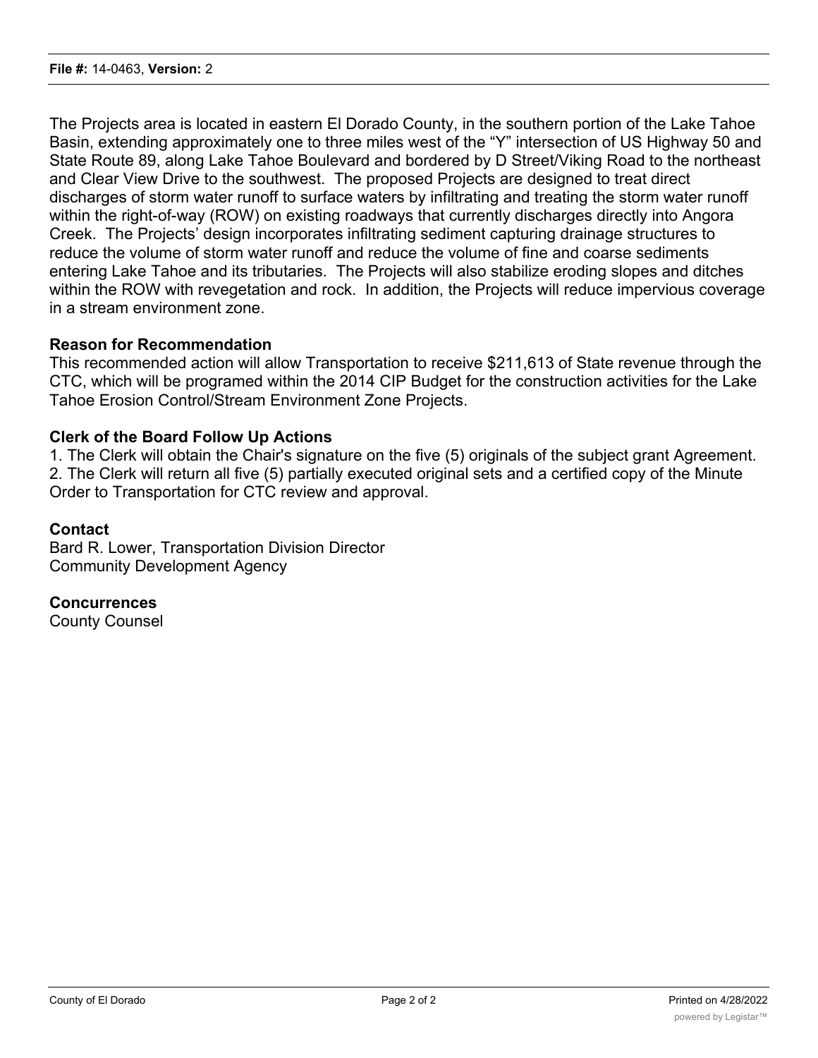The Projects area is located in eastern El Dorado County, in the southern portion of the Lake Tahoe Basin, extending approximately one to three miles west of the "Y" intersection of US Highway 50 and State Route 89, along Lake Tahoe Boulevard and bordered by D Street/Viking Road to the northeast and Clear View Drive to the southwest. The proposed Projects are designed to treat direct discharges of storm water runoff to surface waters by infiltrating and treating the storm water runoff within the right-of-way (ROW) on existing roadways that currently discharges directly into Angora Creek. The Projects' design incorporates infiltrating sediment capturing drainage structures to reduce the volume of storm water runoff and reduce the volume of fine and coarse sediments entering Lake Tahoe and its tributaries. The Projects will also stabilize eroding slopes and ditches within the ROW with revegetation and rock. In addition, the Projects will reduce impervious coverage in a stream environment zone.

**Reason for Recommendation**

This recommended action will allow Transportation to receive $211,613 of State revenue through the CTC, which will be programed within the 2014 CIP Budget for the construction activities for the Lake Tahoe Erosion Control/Stream Environment Zone Projects.

**Clerk of the Board Follow Up Actions**

1. The Clerk will obtain the Chair's signature on the five (5) originals of the subject grant Agreement.
2. The Clerk will return all five (5) partially executed original sets and a certified copy of the Minute Order to Transportation for CTC review and approval.

**Contact**

Bard R. Lower, Transportation Division Director
Community Development Agency

**Concurrences**

County Counsel